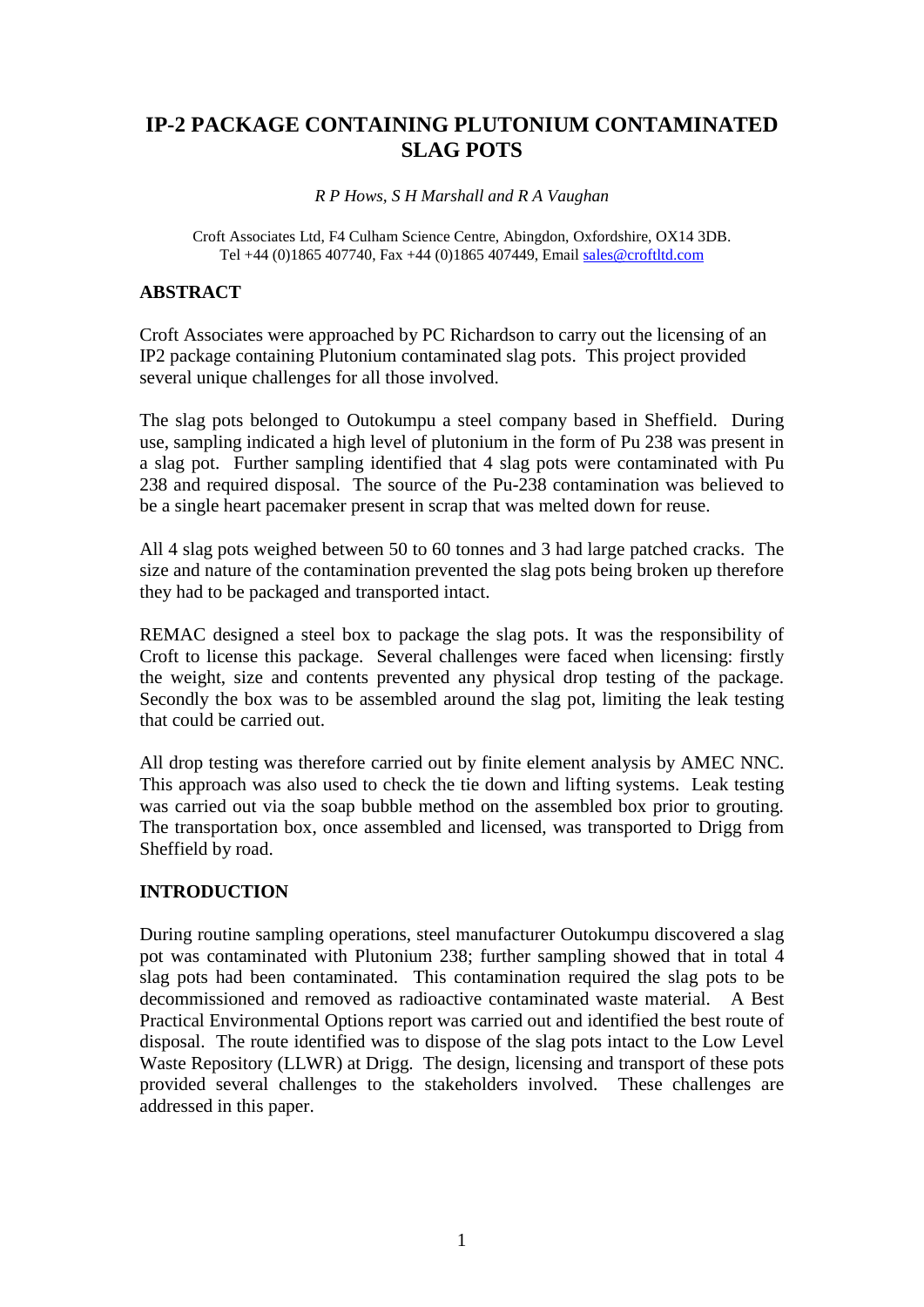# IP-2 PACKAGE CONTAINING PLUTONIUM CONTAMINATED SLAG POTS

*R P Hows, S H Marshall and R A Vaughan*

Croft Associates Ltd, F4 Culham Science Centre, Abingdon, Oxfordshire, OX14 3DB.
Tel +44 (0)1865 407740, Fax +44 (0)1865 407449, Email sales@croftltd.com

## ABSTRACT

Croft Associates were approached by PC Richardson to carry out the licensing of an IP2 package containing Plutonium contaminated slag pots. This project provided several unique challenges for all those involved.

The slag pots belonged to Outokumpu a steel company based in Sheffield. During use, sampling indicated a high level of plutonium in the form of Pu 238 was present in a slag pot. Further sampling identified that 4 slag pots were contaminated with Pu 238 and required disposal. The source of the Pu-238 contamination was believed to be a single heart pacemaker present in scrap that was melted down for reuse.

All 4 slag pots weighed between 50 to 60 tonnes and 3 had large patched cracks. The size and nature of the contamination prevented the slag pots being broken up therefore they had to be packaged and transported intact.

REMAC designed a steel box to package the slag pots. It was the responsibility of Croft to license this package. Several challenges were faced when licensing: firstly the weight, size and contents prevented any physical drop testing of the package. Secondly the box was to be assembled around the slag pot, limiting the leak testing that could be carried out.

All drop testing was therefore carried out by finite element analysis by AMEC NNC. This approach was also used to check the tie down and lifting systems. Leak testing was carried out via the soap bubble method on the assembled box prior to grouting. The transportation box, once assembled and licensed, was transported to Drigg from Sheffield by road.

## INTRODUCTION

During routine sampling operations, steel manufacturer Outokumpu discovered a slag pot was contaminated with Plutonium 238; further sampling showed that in total 4 slag pots had been contaminated. This contamination required the slag pots to be decommissioned and removed as radioactive contaminated waste material. A Best Practical Environmental Options report was carried out and identified the best route of disposal. The route identified was to dispose of the slag pots intact to the Low Level Waste Repository (LLWR) at Drigg. The design, licensing and transport of these pots provided several challenges to the stakeholders involved. These challenges are addressed in this paper.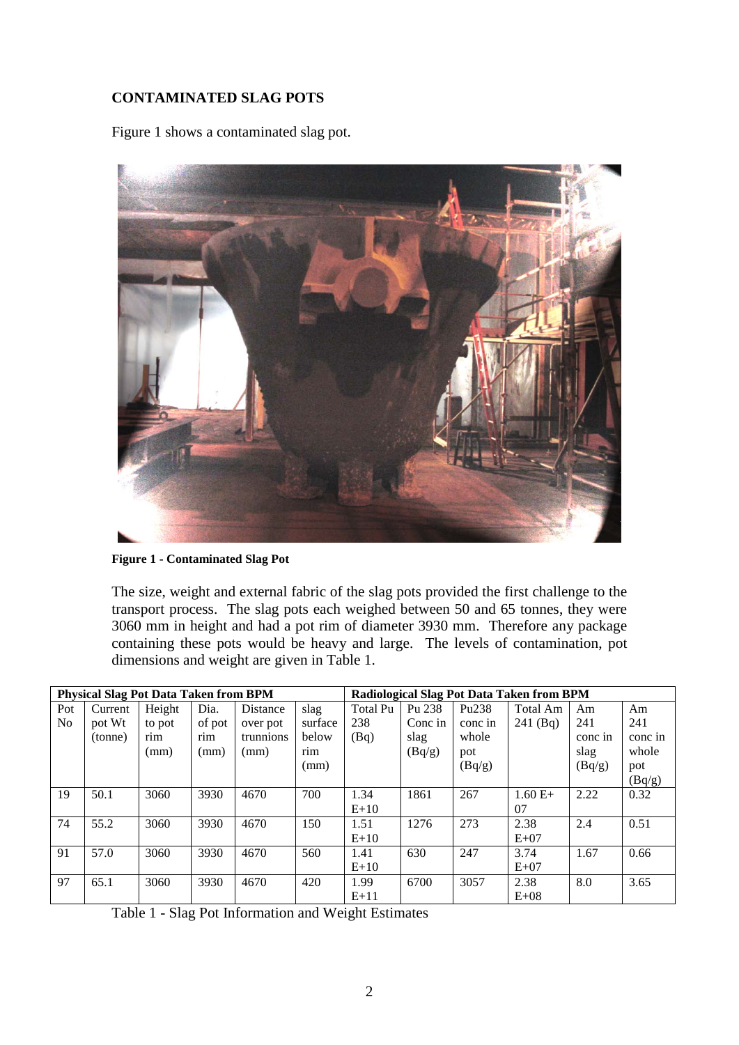**CONTAMINATED SLAG POTS**

Figure 1 shows a contaminated slag pot.

**Figure 1 - Contaminated Slag Pot**

The size, weight and external fabric of the slag pots provided the first challenge to the transport process. The slag pots each weighed between 50 and 65 tonnes, they were 3060 mm in height and had a pot rim of diameter 3930 mm. Therefore any package containing these pots would be heavy and large. The levels of contamination, pot dimensions and weight are given in Table 1.

| **Physical Slag Pot Data Taken from BPM** | | | | | | **Radiological Slag Pot Data Taken from BPM** | | | | | |
|---|---|---|---|---|---|---|---|---|---|---|---|
| Pot No | Current pot Wt (tonne) | Height to pot rim (mm) | Dia. of pot rim (mm) | Distance over pot trunnions (mm) | slag surface below rim (mm) | Total Pu 238 (Bq) | Pu 238 Conc in slag (Bq/g) | Pu238 conc in whole pot (Bq/g) | Total Am 241 (Bq) | Am 241 conc in slag (Bq/g) | Am 241 conc in whole pot (Bq/g) |
| 19 | 50.1 | 3060 | 3930 | 4670 | 700 | 1.34 E+10 | 1861 | 267 | 1.60 E+07 | 2.22 | 0.32 |
| 74 | 55.2 | 3060 | 3930 | 4670 | 150 | 1.51 E+10 | 1276 | 273 | 2.38 E+07 | 2.4 | 0.51 |
| 91 | 57.0 | 3060 | 3930 | 4670 | 560 | 1.41 E+10 | 630 | 247 | 3.74 E+07 | 1.67 | 0.66 |
| 97 | 65.1 | 3060 | 3930 | 4670 | 420 | 1.99 E+11 | 6700 | 3057 | 2.38 E+08 | 8.0 | 3.65 |

Table 1 - Slag Pot Information and Weight Estimates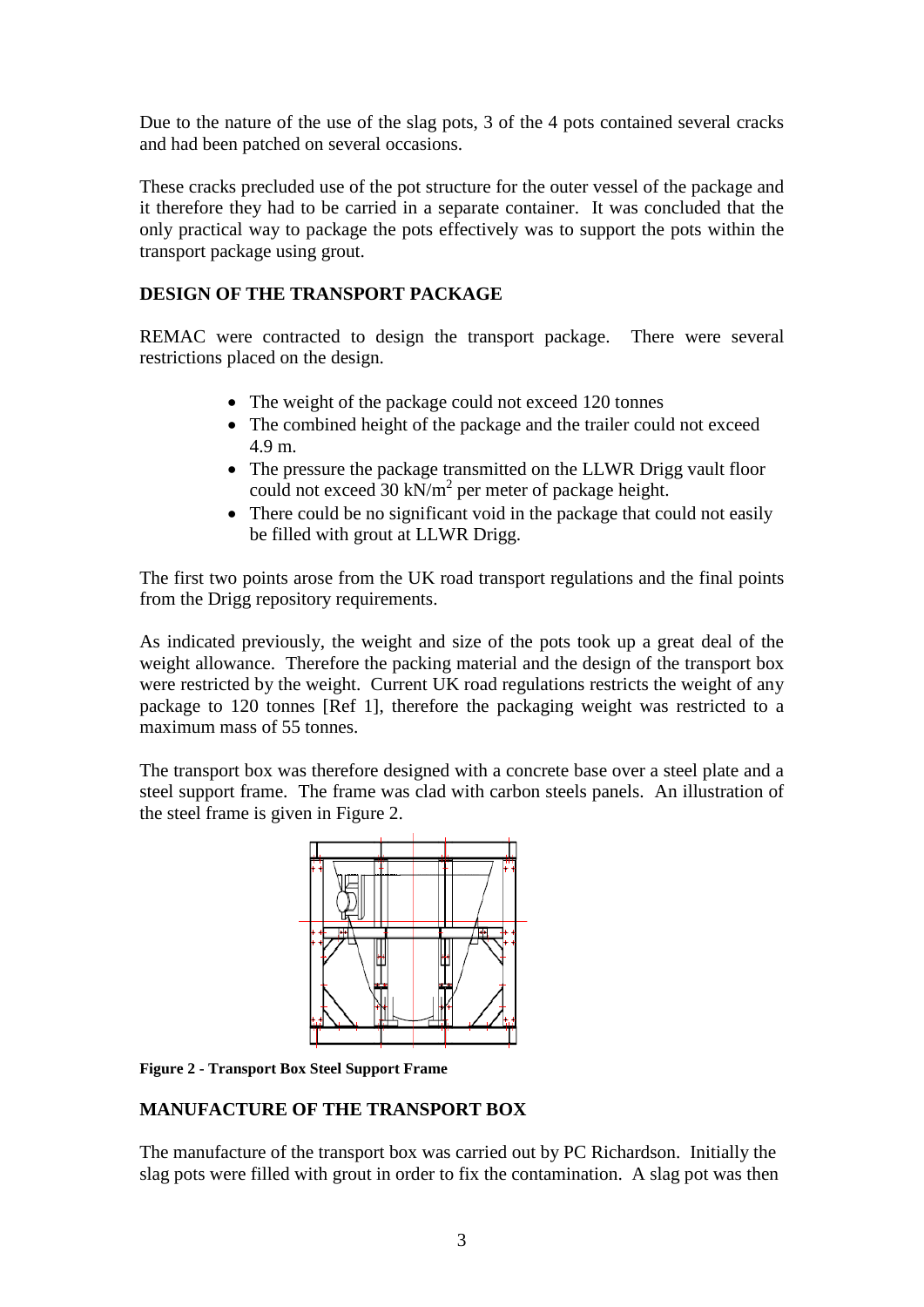Due to the nature of the use of the slag pots, 3 of the 4 pots contained several cracks and had been patched on several occasions.

These cracks precluded use of the pot structure for the outer vessel of the package and it therefore they had to be carried in a separate container. It was concluded that the only practical way to package the pots effectively was to support the pots within the transport package using grout.

## DESIGN OF THE TRANSPORT PACKAGE

REMAC were contracted to design the transport package. There were several restrictions placed on the design.

- The weight of the package could not exceed 120 tonnes
- The combined height of the package and the trailer could not exceed 4.9 m.
- The pressure the package transmitted on the LLWR Drigg vault floor could not exceed 30 $kN/m^2$ per meter of package height.
- There could be no significant void in the package that could not easily be filled with grout at LLWR Drigg.

The first two points arose from the UK road transport regulations and the final points from the Drigg repository requirements.

As indicated previously, the weight and size of the pots took up a great deal of the weight allowance. Therefore the packing material and the design of the transport box were restricted by the weight. Current UK road regulations restricts the weight of any package to 120 tonnes [Ref 1], therefore the packaging weight was restricted to a maximum mass of 55 tonnes.

The transport box was therefore designed with a concrete base over a steel plate and a steel support frame. The frame was clad with carbon steels panels. An illustration of the steel frame is given in Figure 2.

**Figure 2 - Transport Box Steel Support Frame**

## MANUFACTURE OF THE TRANSPORT BOX

The manufacture of the transport box was carried out by PC Richardson. Initially the slag pots were filled with grout in order to fix the contamination. A slag pot was then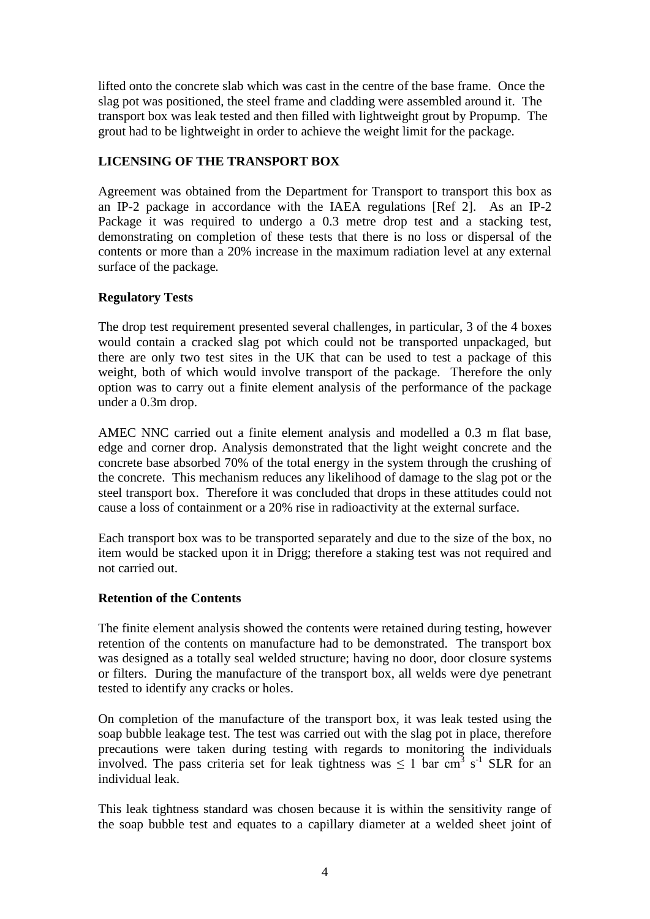lifted onto the concrete slab which was cast in the centre of the base frame. Once the slag pot was positioned, the steel frame and cladding were assembled around it. The transport box was leak tested and then filled with lightweight grout by Propump. The grout had to be lightweight in order to achieve the weight limit for the package.

## LICENSING OF THE TRANSPORT BOX

Agreement was obtained from the Department for Transport to transport this box as an IP-2 package in accordance with the IAEA regulations [Ref 2]. As an IP-2 Package it was required to undergo a 0.3 metre drop test and a stacking test, demonstrating on completion of these tests that there is no loss or dispersal of the contents or more than a 20% increase in the maximum radiation level at any external surface of the package.

### Regulatory Tests

The drop test requirement presented several challenges, in particular, 3 of the 4 boxes would contain a cracked slag pot which could not be transported unpackaged, but there are only two test sites in the UK that can be used to test a package of this weight, both of which would involve transport of the package. Therefore the only option was to carry out a finite element analysis of the performance of the package under a 0.3m drop.

AMEC NNC carried out a finite element analysis and modelled a 0.3 m flat base, edge and corner drop. Analysis demonstrated that the light weight concrete and the concrete base absorbed 70% of the total energy in the system through the crushing of the concrete. This mechanism reduces any likelihood of damage to the slag pot or the steel transport box. Therefore it was concluded that drops in these attitudes could not cause a loss of containment or a 20% rise in radioactivity at the external surface.

Each transport box was to be transported separately and due to the size of the box, no item would be stacked upon it in Drigg; therefore a staking test was not required and not carried out.

### Retention of the Contents

The finite element analysis showed the contents were retained during testing, however retention of the contents on manufacture had to be demonstrated. The transport box was designed as a totally seal welded structure; having no door, door closure systems or filters. During the manufacture of the transport box, all welds were dye penetrant tested to identify any cracks or holes.

On completion of the manufacture of the transport box, it was leak tested using the soap bubble leakage test. The test was carried out with the slag pot in place, therefore precautions were taken during testing with regards to monitoring the individuals involved. The pass criteria set for leak tightness was $\leq$ 1 bar $cm^3$ $s^{-1}$ SLR for an individual leak.

This leak tightness standard was chosen because it is within the sensitivity range of the soap bubble test and equates to a capillary diameter at a welded sheet joint of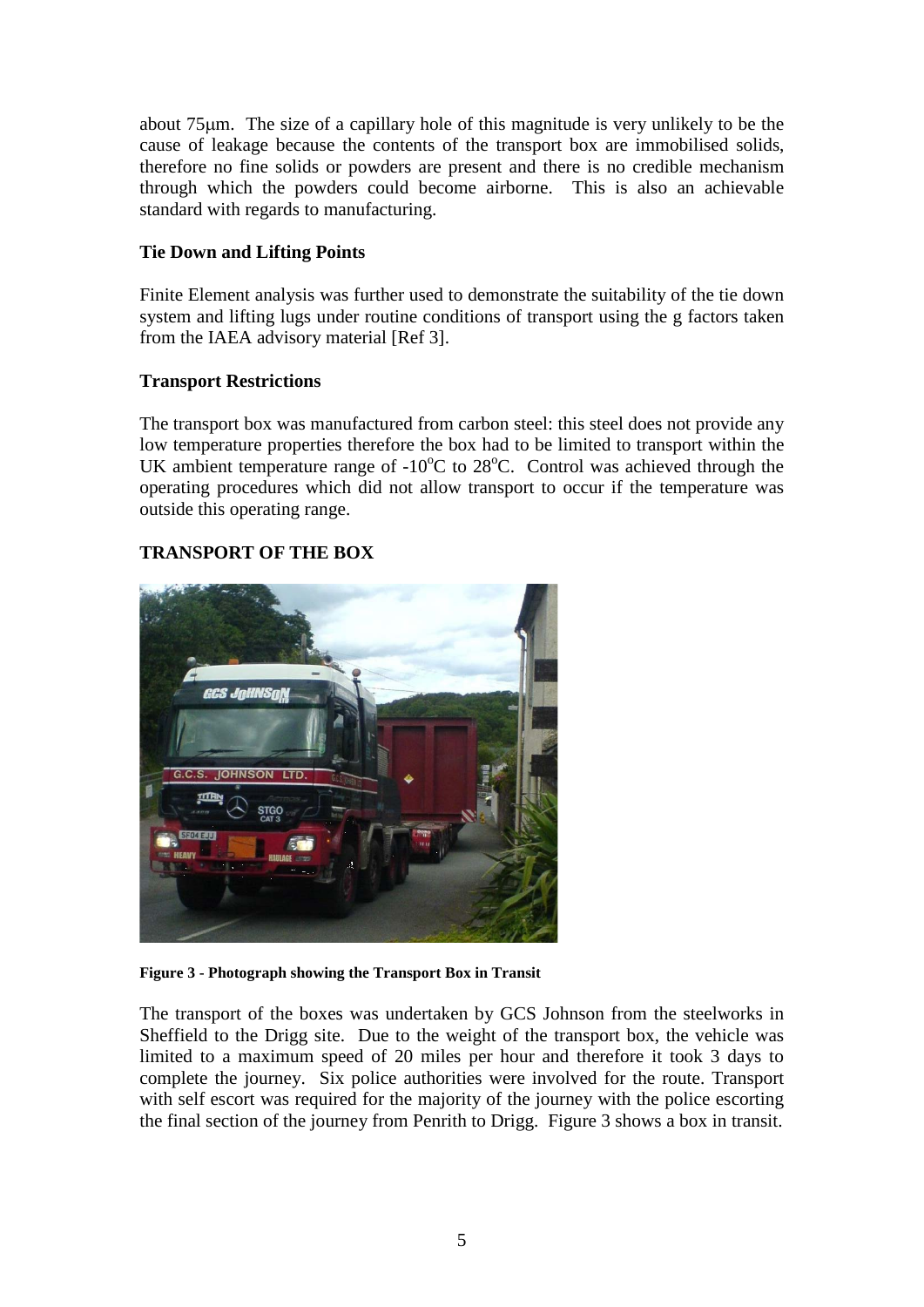about 75μm. The size of a capillary hole of this magnitude is very unlikely to be the cause of leakage because the contents of the transport box are immobilised solids, therefore no fine solids or powders are present and there is no credible mechanism through which the powders could become airborne. This is also an achievable standard with regards to manufacturing.

**Tie Down and Lifting Points**

Finite Element analysis was further used to demonstrate the suitability of the tie down system and lifting lugs under routine conditions of transport using the g factors taken from the IAEA advisory material [Ref 3].

**Transport Restrictions**

The transport box was manufactured from carbon steel: this steel does not provide any low temperature properties therefore the box had to be limited to transport within the UK ambient temperature range of -10°C to 28°C. Control was achieved through the operating procedures which did not allow transport to occur if the temperature was outside this operating range.

## TRANSPORT OF THE BOX

**Figure 3 - Photograph showing the Transport Box in Transit**

The transport of the boxes was undertaken by GCS Johnson from the steelworks in Sheffield to the Drigg site. Due to the weight of the transport box, the vehicle was limited to a maximum speed of 20 miles per hour and therefore it took 3 days to complete the journey. Six police authorities were involved for the route. Transport with self escort was required for the majority of the journey with the police escorting the final section of the journey from Penrith to Drigg. Figure 3 shows a box in transit.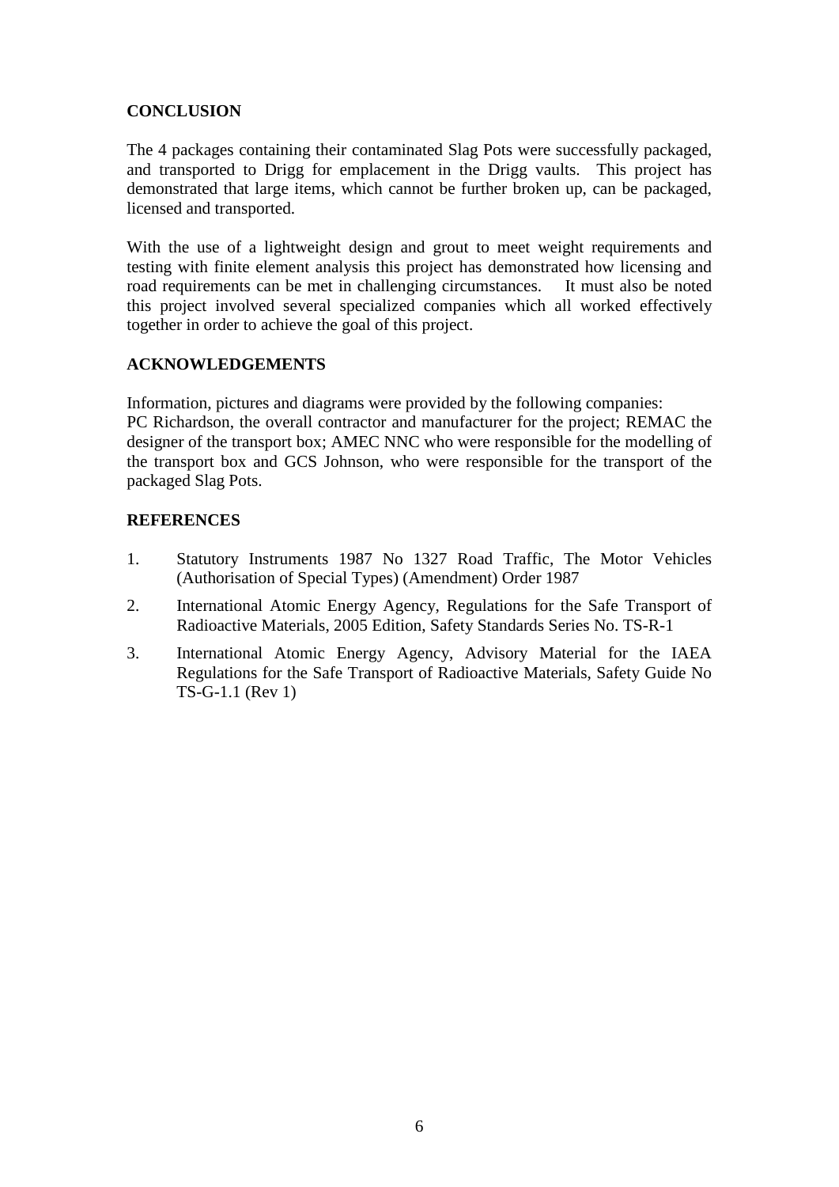## CONCLUSION

The 4 packages containing their contaminated Slag Pots were successfully packaged, and transported to Drigg for emplacement in the Drigg vaults. This project has demonstrated that large items, which cannot be further broken up, can be packaged, licensed and transported.

With the use of a lightweight design and grout to meet weight requirements and testing with finite element analysis this project has demonstrated how licensing and road requirements can be met in challenging circumstances. It must also be noted this project involved several specialized companies which all worked effectively together in order to achieve the goal of this project.

## ACKNOWLEDGEMENTS

Information, pictures and diagrams were provided by the following companies:
PC Richardson, the overall contractor and manufacturer for the project; REMAC the designer of the transport box; AMEC NNC who were responsible for the modelling of the transport box and GCS Johnson, who were responsible for the transport of the packaged Slag Pots.

## REFERENCES

1. Statutory Instruments 1987 No 1327 Road Traffic, The Motor Vehicles (Authorisation of Special Types) (Amendment) Order 1987
2. International Atomic Energy Agency, Regulations for the Safe Transport of Radioactive Materials, 2005 Edition, Safety Standards Series No. TS-R-1
3. International Atomic Energy Agency, Advisory Material for the IAEA Regulations for the Safe Transport of Radioactive Materials, Safety Guide No TS-G-1.1 (Rev 1)